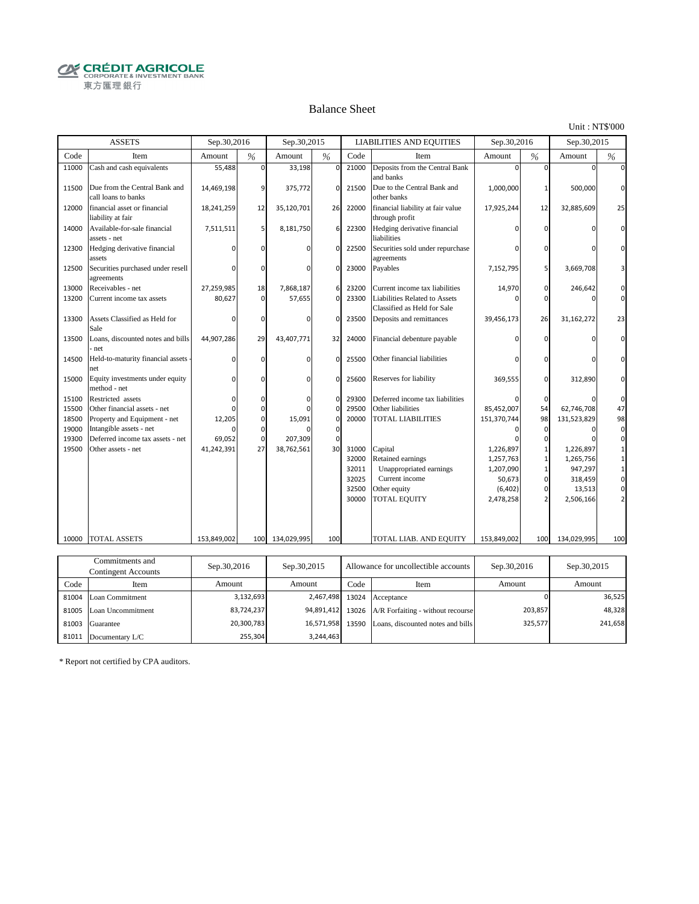CRÉDIT AGRICOLE
CORPORATE & INVESTMENT BANK
東方匯理銀行

# Balance Sheet

Unit : NT$'000

| ASSETS | | Sep.30,2016 | | Sep.30,2015 | | LIABILITIES AND EQUITIES | | Sep.30,2016 | | Sep.30,2015 | |
|---|---|---|---|---|---|---|---|---|---|---|---|
| Code | Item | Amount | % | Amount | % | Code | Item | Amount | % | Amount | % |
| 11000 | Cash and cash equivalents | 55,488 | 0 | 33,198 | 0 | 21000 | Deposits from the Central Bank and banks | 0 | 0 | 0 | 0 |
| 11500 | Due from the Central Bank and call loans to banks | 14,469,198 | 9 | 375,772 | 0 | 21500 | Due to the Central Bank and other banks | 1,000,000 | 1 | 500,000 | 0 |
| 12000 | financial asset or financial liability at fair | 18,241,259 | 12 | 35,120,701 | 26 | 22000 | financial liability at fair value through profit | 17,925,244 | 12 | 32,885,609 | 25 |
| 14000 | Available-for-sale financial assets - net | 7,511,511 | 5 | 8,181,750 | 6 | 22300 | Hedging derivative financial liabilities | 0 | 0 | 0 | 0 |
| 12300 | Hedging derivative financial assets | 0 | 0 | 0 | 0 | 22500 | Securities sold under repurchase agreements | 0 | 0 | 0 | 0 |
| 12500 | Securities purchased under resell agreements | 0 | 0 | 0 | 0 | 23000 | Payables | 7,152,795 | 5 | 3,669,708 | 3 |
| 13000 | Receivables - net | 27,259,985 | 18 | 7,868,187 | 6 | 23200 | Current income tax liabilities | 14,970 | 0 | 246,642 | 0 |
| 13200 | Current income tax assets | 80,627 | 0 | 57,655 | 0 | 23300 | Liabilities Related to Assets Classified as Held for Sale | 0 | 0 | 0 | 0 |
| 13300 | Assets Classified as Held for Sale | 0 | 0 | 0 | 0 | 23500 | Deposits and remittances | 39,456,173 | 26 | 31,162,272 | 23 |
| 13500 | Loans, discounted notes and bills - net | 44,907,286 | 29 | 43,407,771 | 32 | 24000 | Financial debenture payable | 0 | 0 | 0 | 0 |
| 14500 | Held-to-maturity financial assets - net | 0 | 0 | 0 | 0 | 25500 | Other financial liabilities | 0 | 0 | 0 | 0 |
| 15000 | Equity investments under equity method - net | 0 | 0 | 0 | 0 | 25600 | Reserves for liability | 369,555 | 0 | 312,890 | 0 |
| 15100 | Restricted assets | 0 | 0 | 0 | 0 | 29300 | Deferred income tax liabilities | 0 | 0 | 0 | 0 |
| 15500 | Other financial assets - net | 0 | 0 | 0 | 0 | 29500 | Other liabilities | 85,452,007 | 54 | 62,746,708 | 47 |
| 18500 | Property and Equipment - net | 12,205 | 0 | 15,091 | 0 | 20000 | TOTAL LIABILITIES | 151,370,744 | 98 | 131,523,829 | 98 |
| 19000 | Intangible assets - net | 0 | 0 | 0 | 0 | | | 0 | 0 | 0 | 0 |
| 19300 | Deferred income tax assets - net | 69,052 | 0 | 207,309 | 0 | | | 0 | 0 | 0 | 0 |
| 19500 | Other assets - net | 41,242,391 | 27 | 38,762,561 | 30 | 31000 | Capital | 1,226,897 | 1 | 1,226,897 | 1 |
| | | | | | | 32000 | Retained earnings | 1,257,763 | 1 | 1,265,756 | 1 |
| | | | | | | 32011 | Unappropriated earnings | 1,207,090 | 1 | 947,297 | 1 |
| | | | | | | 32025 | Current income | 50,673 | 0 | 318,459 | 0 |
| | | | | | | 32500 | Other equity | (6,402) | 0 | 13,513 | 0 |
| | | | | | | 30000 | TOTAL EQUITY | 2,478,258 | 2 | 2,506,166 | 2 |
| 10000 | TOTAL ASSETS | 153,849,002 | 100 | 134,029,995 | 100 | | TOTAL LIAB. AND EQUITY | 153,849,002 | 100 | 134,029,995 | 100 |

| Commitments and Contingent Accounts | | Sep.30,2016 | Sep.30,2015 | Allowance for uncollectible accounts | | Sep.30,2016 | Sep.30,2015 |
|---|---|---|---|---|---|---|---|
| Code | Item | Amount | Amount | Code | Item | Amount | Amount |
| 81004 | Loan Commitment | 3,132,693 | 2,467,498 | 13024 | Acceptance | 0 | 36,525 |
| 81005 | Loan Uncommitment | 83,724,237 | 94,891,412 | 13026 | A/R Forfaiting - without recourse | 203,857 | 48,328 |
| 81003 | Guarantee | 20,300,783 | 16,571,958 | 13590 | Loans, discounted notes and bills | 325,577 | 241,658 |
| 81011 | Documentary L/C | 255,304 | 3,244,463 | | | | |

* Report not certified by CPA auditors.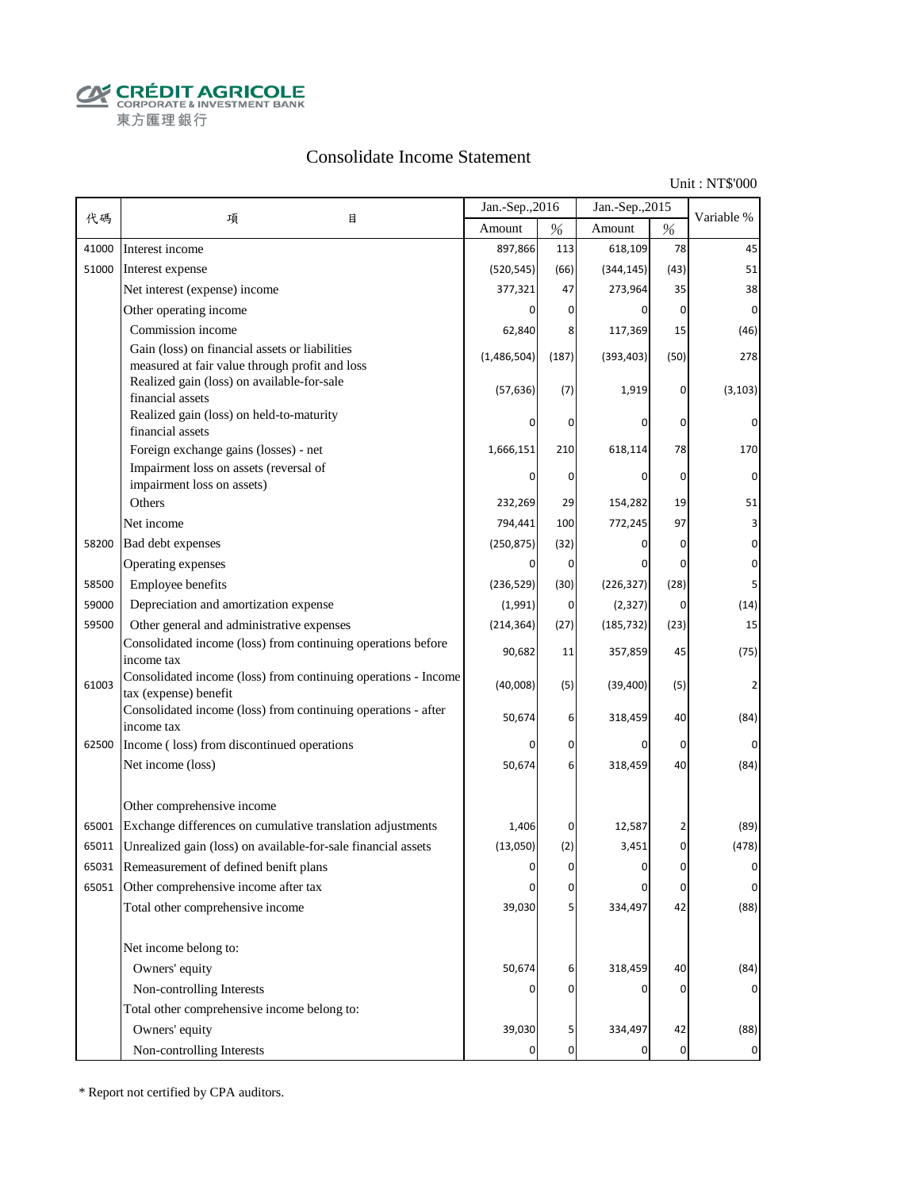CRÉDIT AGRICOLE
CORPORATE & INVESTMENT BANK
東方匯理銀行

# Consolidate Income Statement

Unit : NT$'000

| 代碼 | 項　　　目 | Jan.-Sep.,2016 | | Jan.-Sep.,2015 | | Variable % |
|---|---|---|---|---|---|---|
| | | Amount | % | Amount | % | |
| 41000 | Interest income | 897,866 | 113 | 618,109 | 78 | 45 |
| 51000 | Interest expense | (520,545) | (66) | (344,145) | (43) | 51 |
| | Net interest (expense) income | 377,321 | 47 | 273,964 | 35 | 38 |
| | Other operating income | 0 | 0 | 0 | 0 | 0 |
| | Commission income | 62,840 | 8 | 117,369 | 15 | (46) |
| | Gain (loss) on financial assets or liabilities measured at fair value through profit and loss | (1,486,504) | (187) | (393,403) | (50) | 278 |
| | Realized gain (loss) on available-for-sale financial assets | (57,636) | (7) | 1,919 | 0 | (3,103) |
| | Realized gain (loss) on held-to-maturity financial assets | 0 | 0 | 0 | 0 | 0 |
| | Foreign exchange gains (losses) - net | 1,666,151 | 210 | 618,114 | 78 | 170 |
| | Impairment loss on assets (reversal of impairment loss on assets) | 0 | 0 | 0 | 0 | 0 |
| | Others | 232,269 | 29 | 154,282 | 19 | 51 |
| | Net income | 794,441 | 100 | 772,245 | 97 | 3 |
| 58200 | Bad debt expenses | (250,875) | (32) | 0 | 0 | 0 |
| | Operating expenses | 0 | 0 | 0 | 0 | 0 |
| 58500 | Employee benefits | (236,529) | (30) | (226,327) | (28) | 5 |
| 59000 | Depreciation and amortization expense | (1,991) | 0 | (2,327) | 0 | (14) |
| 59500 | Other general and administrative expenses | (214,364) | (27) | (185,732) | (23) | 15 |
| | Consolidated income (loss) from continuing operations before income tax | 90,682 | 11 | 357,859 | 45 | (75) |
| 61003 | Consolidated income (loss) from continuing operations - Income tax (expense) benefit | (40,008) | (5) | (39,400) | (5) | 2 |
| | Consolidated income (loss) from continuing operations - after income tax | 50,674 | 6 | 318,459 | 40 | (84) |
| 62500 | Income ( loss) from discontinued operations | 0 | 0 | 0 | 0 | 0 |
| | Net income (loss) | 50,674 | 6 | 318,459 | 40 | (84) |
| | | | | | | |
| | Other comprehensive income | | | | | |
| 65001 | Exchange differences on cumulative translation adjustments | 1,406 | 0 | 12,587 | 2 | (89) |
| 65011 | Unrealized gain (loss) on available-for-sale financial assets | (13,050) | (2) | 3,451 | 0 | (478) |
| 65031 | Remeasurement of defined benift plans | 0 | 0 | 0 | 0 | 0 |
| 65051 | Other comprehensive income after tax | 0 | 0 | 0 | 0 | 0 |
| | Total other comprehensive income | 39,030 | 5 | 334,497 | 42 | (88) |
| | | | | | | |
| | Net income belong to: | | | | | |
| | Owners' equity | 50,674 | 6 | 318,459 | 40 | (84) |
| | Non-controlling Interests | 0 | 0 | 0 | 0 | 0 |
| | Total other comprehensive income belong to: | | | | | |
| | Owners' equity | 39,030 | 5 | 334,497 | 42 | (88) |
| | Non-controlling Interests | 0 | 0 | 0 | 0 | 0 |

* Report not certified by CPA auditors.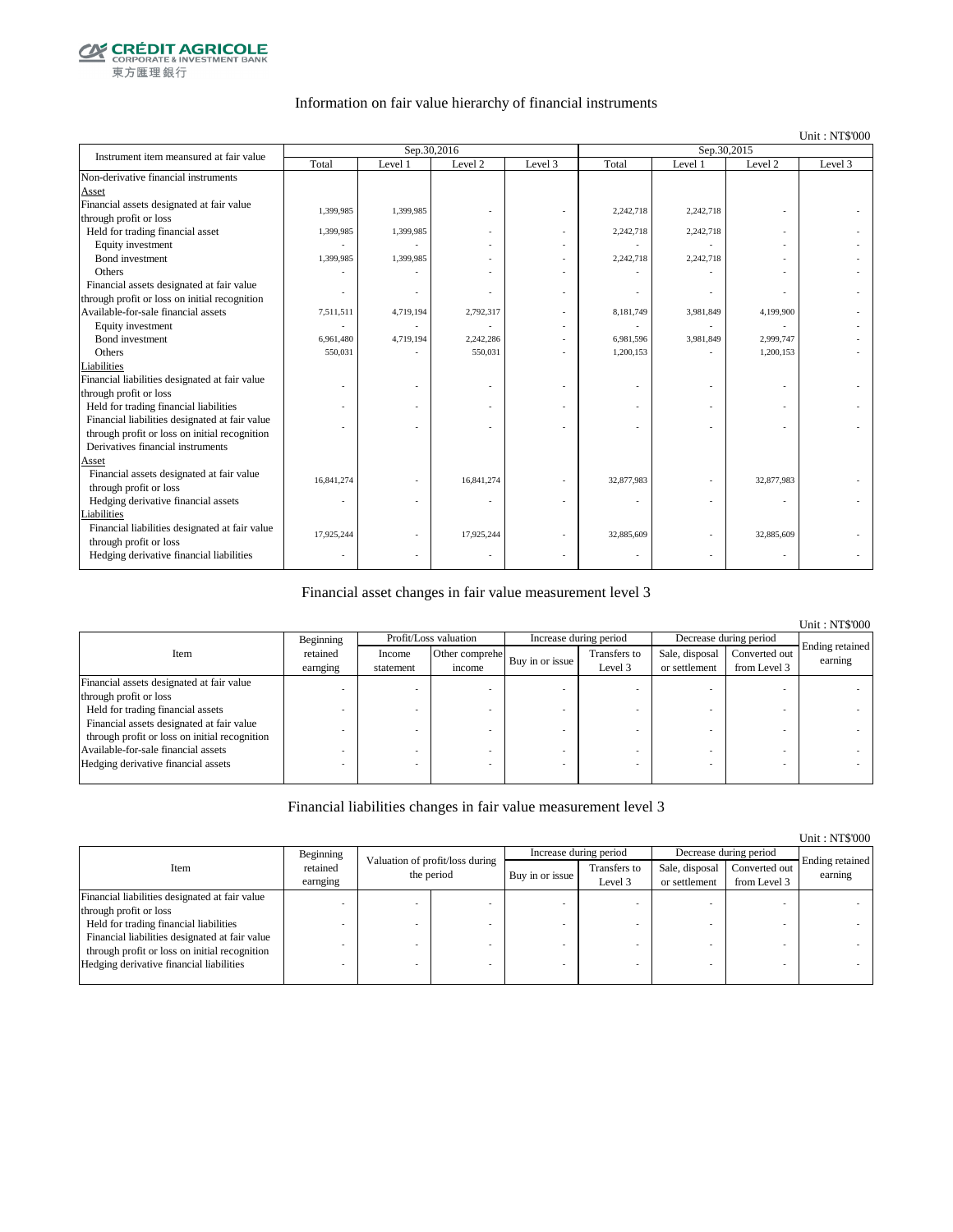## Information on fair value hierarchy of financial instruments

Unit : NT$'000

| Instrument item measured at fair value | Sep.30,2016 | | | | Sep.30,2015 | | | |
|---|---|---|---|---|---|---|---|---|
| | Total | Level 1 | Level 2 | Level 3 | Total | Level 1 | Level 2 | Level 3 |
| Non-derivative financial instruments | | | | | | | | |
| Asset | | | | | | | | |
| Financial assets designated at fair value through profit or loss | 1,399,985 | 1,399,985 | - | - | 2,242,718 | 2,242,718 | - | - |
| Held for trading financial asset | 1,399,985 | 1,399,985 | - | - | 2,242,718 | 2,242,718 | - | - |
| Equity investment | - | - | - | - | - | - | - | - |
| Bond investment | 1,399,985 | 1,399,985 | - | - | 2,242,718 | 2,242,718 | - | - |
| Others | - | - | - | - | - | - | - | - |
| Financial assets designated at fair value through profit or loss on initial recognition | - | - | - | - | - | - | - | - |
| Available-for-sale financial assets | 7,511,511 | 4,719,194 | 2,792,317 | - | 8,181,749 | 3,981,849 | 4,199,900 | - |
| Equity investment | - | - | - | - | - | - | - | - |
| Bond investment | 6,961,480 | 4,719,194 | 2,242,286 | - | 6,981,596 | 3,981,849 | 2,999,747 | - |
| Others | 550,031 | - | 550,031 | - | 1,200,153 | - | 1,200,153 | - |
| Liabilities | | | | | | | | |
| Financial liabilities designated at fair value through profit or loss | - | - | - | - | - | - | - | - |
| Held for trading financial liabilities | - | - | - | - | - | - | - | - |
| Financial liabilities designated at fair value through profit or loss on initial recognition | - | - | - | - | - | - | - | - |
| Derivatives financial instruments | | | | | | | | |
| Asset | | | | | | | | |
| Financial assets designated at fair value through profit or loss | 16,841,274 | - | 16,841,274 | - | 32,877,983 | - | 32,877,983 | - |
| Hedging derivative financial assets | - | - | - | - | - | - | - | - |
| Liabilities | | | | | | | | |
| Financial liabilities designated at fair value through profit or loss | 17,925,244 | - | 17,925,244 | - | 32,885,609 | - | 32,885,609 | - |
| Hedging derivative financial liabilities | - | - | - | - | - | - | - | - |

## Financial asset changes in fair value measurement level 3

Unit : NT$'000

| Item | Beginning retained earnging | Profit/Loss valuation | | Increase during period | | Decrease during period | | Ending retained earning |
|---|---|---|---|---|---|---|---|---|
| | | Income statement | Other comprehe income | Buy in or issue | Transfers to Level 3 | Sale, disposal or settlement | Converted out from Level 3 | |
| Financial assets designated at fair value through profit or loss | - | - | - | - | - | - | - | - |
| Held for trading financial assets | - | - | - | - | - | - | - | - |
| Financial assets designated at fair value through profit or loss on initial recognition | - | - | - | - | - | - | - | - |
| Available-for-sale financial assets | - | - | - | - | - | - | - | - |
| Hedging derivative financial assets | - | - | - | - | - | - | - | - |

## Financial liabilities changes in fair value measurement level 3

Unit : NT$'000

| Item | Beginning retained earnging | Valuation of profit/loss during the period | | Increase during period | | Decrease during period | | Ending retained earning |
|---|---|---|---|---|---|---|---|---|
| | | | | Buy in or issue | Transfers to Level 3 | Sale, disposal or settlement | Converted out from Level 3 | |
| Financial liabilities designated at fair value through profit or loss | - | - | - | - | - | - | - | - |
| Held for trading financial liabilities | - | - | - | - | - | - | - | - |
| Financial liabilities designated at fair value through profit or loss on initial recognition | - | - | - | - | - | - | - | - |
| Hedging derivative financial liabilities | - | - | - | - | - | - | - | - |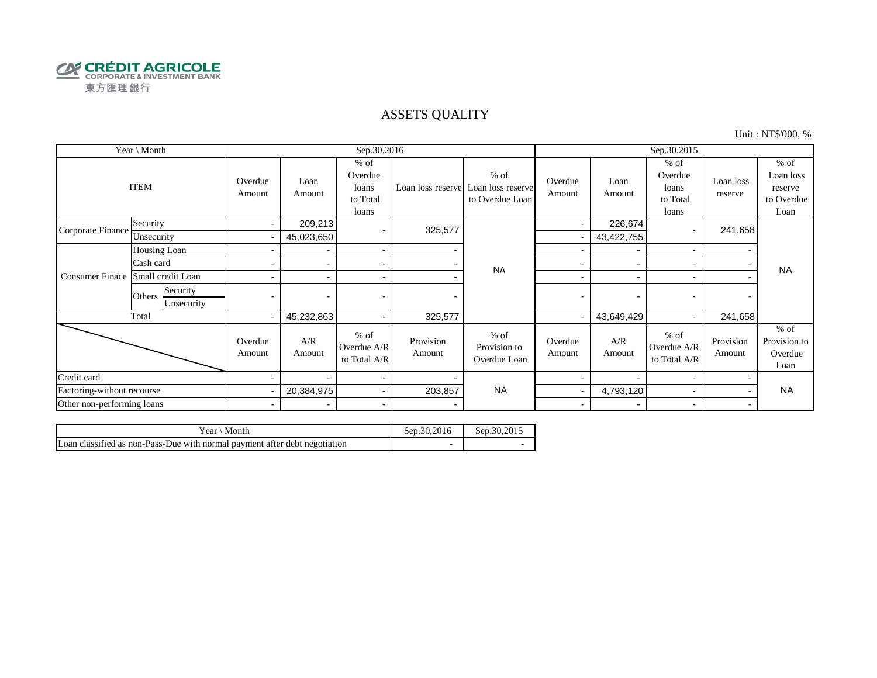CRÉDIT AGRICOLE
CORPORATE & INVESTMENT BANK
東方匯理銀行

# ASSETS QUALITY

Unit : NT$'000, %

| Year \ Month | | | Sep.30,2016 | | | | | Sep.30,2015 | | | | |
|---|---|---|---|---|---|---|---|---|---|---|---|---|
| ITEM | | | Overdue Amount | Loan Amount | % of Overdue loans to Total loans | Loan loss reserve | % of Loan loss reserve to Overdue Loan | Overdue Amount | Loan Amount | % of Overdue loans to Total loans | Loan loss reserve | % of Loan loss reserve to Overdue Loan |
| Corporate Finance | Security | | - | 209,213 | - | 325,577 | NA | - | 226,674 | - | 241,658 | NA |
| | Unsecurity | | - | 45,023,650 | | | | - | 43,422,755 | | | |
| Consumer Finace | Housing Loan | | - | - | - | - | | - | - | - | - | |
| | Cash card | | - | - | - | - | | - | - | - | - | |
| | Small credit Loan | | - | - | - | - | | - | - | - | - | |
| | Others | Security | - | - | - | - | | - | - | - | - | |
| | | Unsecurity | | | | | | | | | | |
| Total | | | - | 45,232,863 | - | 325,577 | | - | 43,649,429 | - | 241,658 | |
| | | | Overdue Amount | A/R Amount | % of Overdue A/R to Total A/R | Provision Amount | % of Provision to Overdue Loan | Overdue Amount | A/R Amount | % of Overdue A/R to Total A/R | Provision Amount | % of Provision to Overdue Loan |
| Credit card | | | - | - | - | - | NA | - | - | - | - | NA |
| Factoring-without recourse | | | - | 20,384,975 | - | 203,857 | | - | 4,793,120 | - | - | |
| Other non-performing loans | | | - | - | - | - | | - | - | - | - | |

| Year \ Month | Sep.30,2016 | Sep.30,2015 |
|---|---|---|
| Loan classified as non-Pass-Due with normal payment after debt negotiation | - | - |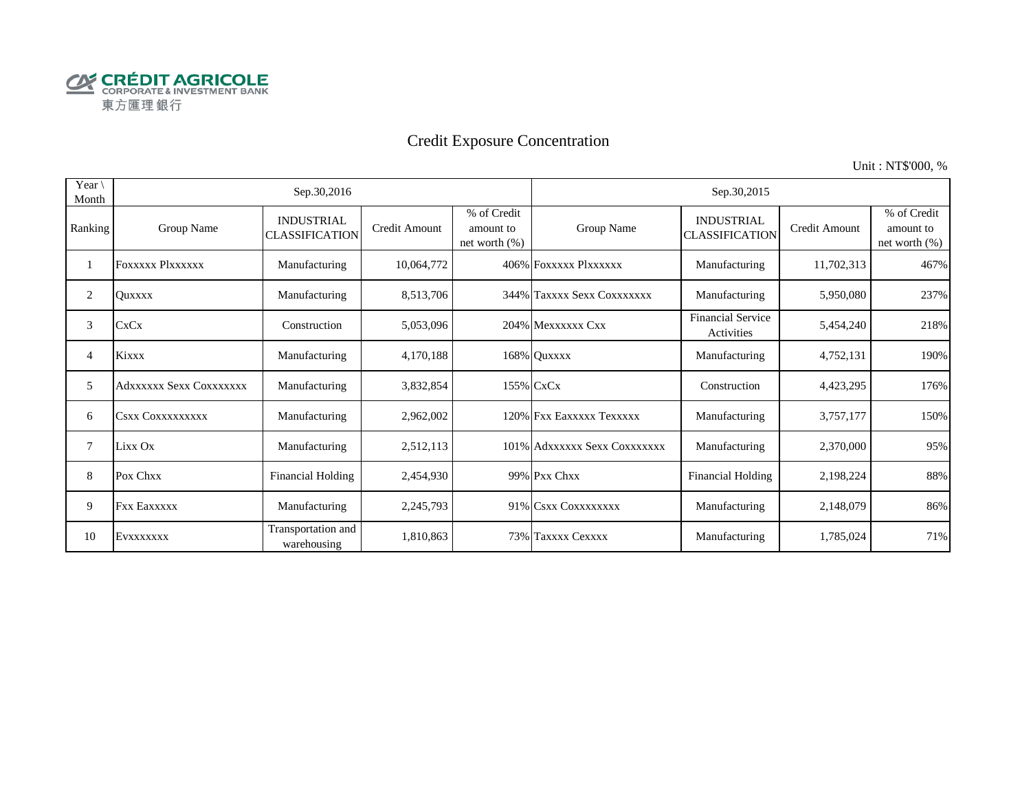CRÉDIT AGRICOLE
CORPORATE & INVESTMENT BANK
東方匯理銀行

# Credit Exposure Concentration

Unit : NT$'000, %

| Year \ Month | Sep.30,2016 | | | | Sep.30,2015 | | | |
|---|---|---|---|---|---|---|---|---|
| Ranking | Group Name | INDUSTRIAL CLASSIFICATION | Credit Amount | % of Credit amount to net worth (%) | Group Name | INDUSTRIAL CLASSIFICATION | Credit Amount | % of Credit amount to net worth (%) |
| 1 | Foxxxxx Plxxxxxx | Manufacturing | 10,064,772 | 406% | Foxxxxx Plxxxxxx | Manufacturing | 11,702,313 | 467% |
| 2 | Quxxxx | Manufacturing | 8,513,706 | 344% | Taxxxx Sexx Coxxxxxxx | Manufacturing | 5,950,080 | 237% |
| 3 | CxCx | Construction | 5,053,096 | 204% | Mexxxxxx Cxx | Financial Service Activities | 5,454,240 | 218% |
| 4 | Kixxx | Manufacturing | 4,170,188 | 168% | Quxxxx | Manufacturing | 4,752,131 | 190% |
| 5 | Adxxxxxx Sexx Coxxxxxxx | Manufacturing | 3,832,854 | 155% | CxCx | Construction | 4,423,295 | 176% |
| 6 | Csxx Coxxxxxxxxx | Manufacturing | 2,962,002 | 120% | Fxx Eaxxxxx Texxxxx | Manufacturing | 3,757,177 | 150% |
| 7 | Lixx Ox | Manufacturing | 2,512,113 | 101% | Adxxxxxx Sexx Coxxxxxxx | Manufacturing | 2,370,000 | 95% |
| 8 | Pox Chxx | Financial Holding | 2,454,930 | 99% | Pxx Chxx | Financial Holding | 2,198,224 | 88% |
| 9 | Fxx Eaxxxxx | Manufacturing | 2,245,793 | 91% | Csxx Coxxxxxxxx | Manufacturing | 2,148,079 | 86% |
| 10 | Evxxxxxxx | Transportation and warehousing | 1,810,863 | 73% | Taxxxx Cexxxx | Manufacturing | 1,785,024 | 71% |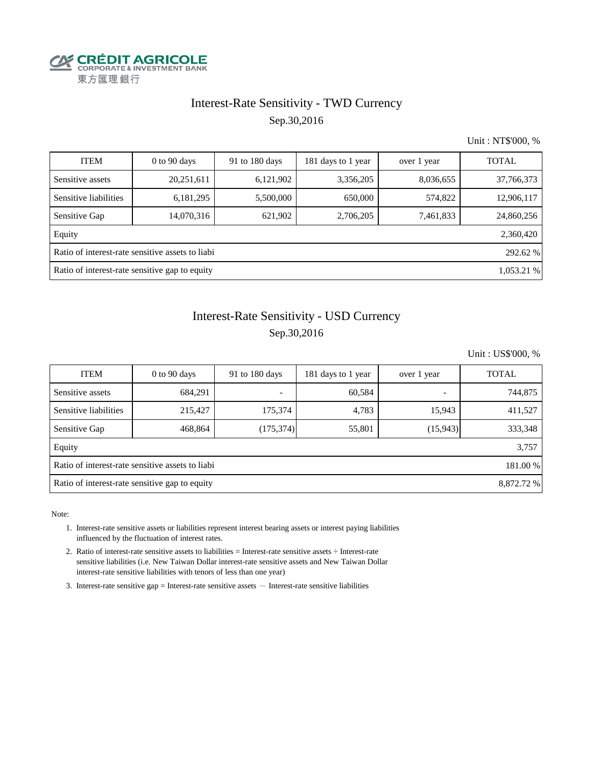CRÉDIT AGRICOLE
CORPORATE & INVESTMENT BANK
東方匯理銀行

# Interest-Rate Sensitivity - TWD Currency

Sep.30,2016

Unit : NT$'000, %

| ITEM | 0 to 90 days | 91 to 180 days | 181 days to 1 year | over 1 year | TOTAL |
|---|---|---|---|---|---|
| Sensitive assets | 20,251,611 | 6,121,902 | 3,356,205 | 8,036,655 | 37,766,373 |
| Sensitive liabilities | 6,181,295 | 5,500,000 | 650,000 | 574,822 | 12,906,117 |
| Sensitive Gap | 14,070,316 | 621,902 | 2,706,205 | 7,461,833 | 24,860,256 |
| Equity | | | | | 2,360,420 |
| Ratio of interest-rate sensitive assets to liabi | | | | | 292.62 % |
| Ratio of interest-rate sensitive gap to equity | | | | | 1,053.21 % |

# Interest-Rate Sensitivity - USD Currency

Sep.30,2016

Unit : US$'000, %

| ITEM | 0 to 90 days | 91 to 180 days | 181 days to 1 year | over 1 year | TOTAL |
|---|---|---|---|---|---|
| Sensitive assets | 684,291 | - | 60,584 | - | 744,875 |
| Sensitive liabilities | 215,427 | 175,374 | 4,783 | 15,943 | 411,527 |
| Sensitive Gap | 468,864 | (175,374) | 55,801 | (15,943) | 333,348 |
| Equity | | | | | 3,757 |
| Ratio of interest-rate sensitive assets to liabi | | | | | 181.00 % |
| Ratio of interest-rate sensitive gap to equity | | | | | 8,872.72 % |

Note:

1. Interest-rate sensitive assets or liabilities represent interest bearing assets or interest paying liabilities influenced by the fluctuation of interest rates.
2. Ratio of interest-rate sensitive assets to liabilities = Interest-rate sensitive assets ÷ Interest-rate sensitive liabilities (i.e. New Taiwan Dollar interest-rate sensitive assets and New Taiwan Dollar interest-rate sensitive liabilities with tenors of less than one year)
3. Interest-rate sensitive gap = Interest-rate sensitive assets － Interest-rate sensitive liabilities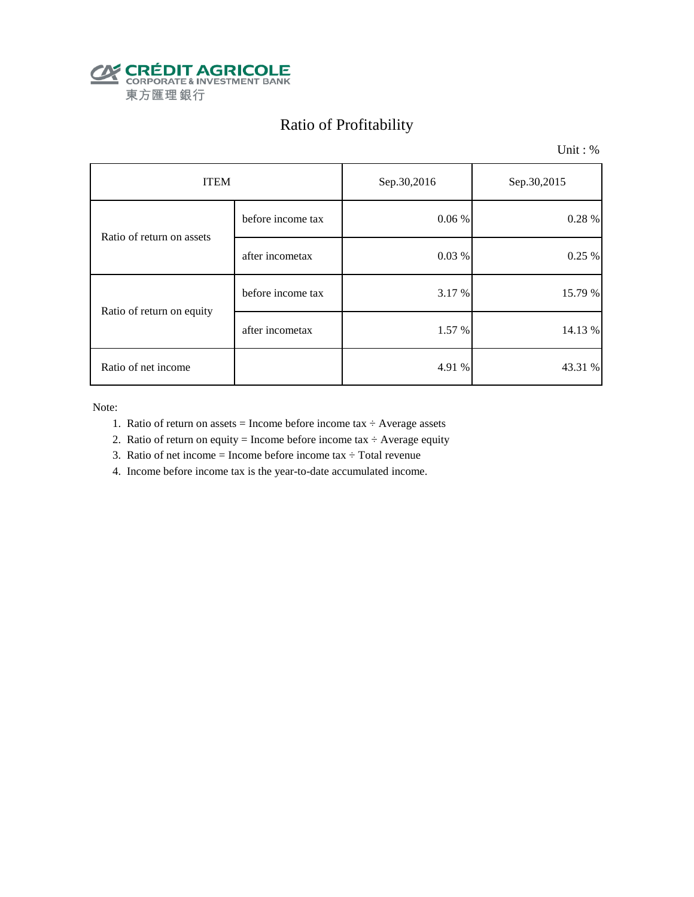CRÉDIT AGRICOLE
CORPORATE & INVESTMENT BANK
東方匯理銀行

# Ratio of Profitability

Unit : %

| ITEM | | Sep.30,2016 | Sep.30,2015 |
|---|---|---|---|
| Ratio of return on assets | before income tax | 0.06 % | 0.28 % |
| | after incometax | 0.03 % | 0.25 % |
| Ratio of return on equity | before income tax | 3.17 % | 15.79 % |
| | after incometax | 1.57 % | 14.13 % |
| Ratio of net income | | 4.91 % | 43.31 % |

Note:

1. Ratio of return on assets = Income before income tax ÷ Average assets
2. Ratio of return on equity = Income before income tax ÷ Average equity
3. Ratio of net income = Income before income tax ÷ Total revenue
4. Income before income tax is the year-to-date accumulated income.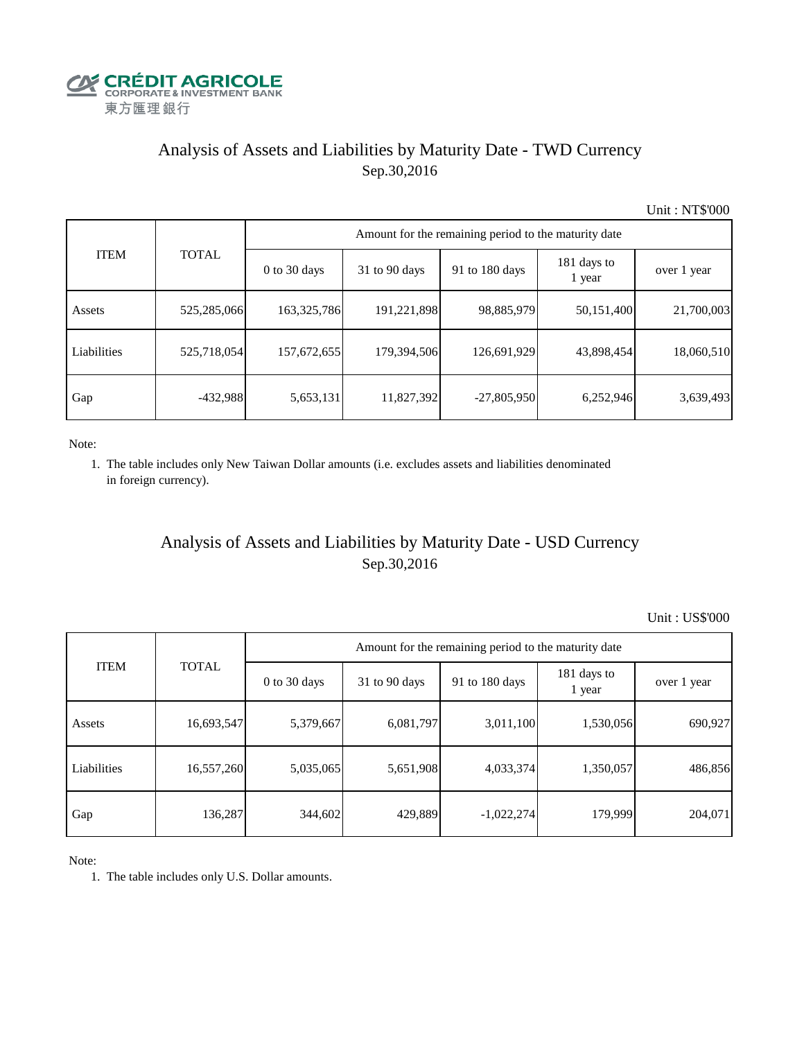CRÉDIT AGRICOLE
CORPORATE & INVESTMENT BANK
東方匯理銀行

# Analysis of Assets and Liabilities by Maturity Date - TWD Currency
## Sep.30,2016

Unit : NT$'000

| ITEM | TOTAL | Amount for the remaining period to the maturity date | | | | |
|---|---|---|---|---|---|---|
| | | 0 to 30 days | 31 to 90 days | 91 to 180 days | 181 days to 1 year | over 1 year |
| Assets | 525,285,066 | 163,325,786 | 191,221,898 | 98,885,979 | 50,151,400 | 21,700,003 |
| Liabilities | 525,718,054 | 157,672,655 | 179,394,506 | 126,691,929 | 43,898,454 | 18,060,510 |
| Gap | -432,988 | 5,653,131 | 11,827,392 | -27,805,950 | 6,252,946 | 3,639,493 |

Note:

1. The table includes only New Taiwan Dollar amounts (i.e. excludes assets and liabilities denominated in foreign currency).

# Analysis of Assets and Liabilities by Maturity Date - USD Currency
## Sep.30,2016

Unit : US$'000

| ITEM | TOTAL | Amount for the remaining period to the maturity date | | | | |
|---|---|---|---|---|---|---|
| | | 0 to 30 days | 31 to 90 days | 91 to 180 days | 181 days to 1 year | over 1 year |
| Assets | 16,693,547 | 5,379,667 | 6,081,797 | 3,011,100 | 1,530,056 | 690,927 |
| Liabilities | 16,557,260 | 5,035,065 | 5,651,908 | 4,033,374 | 1,350,057 | 486,856 |
| Gap | 136,287 | 344,602 | 429,889 | -1,022,274 | 179,999 | 204,071 |

Note:

1. The table includes only U.S. Dollar amounts.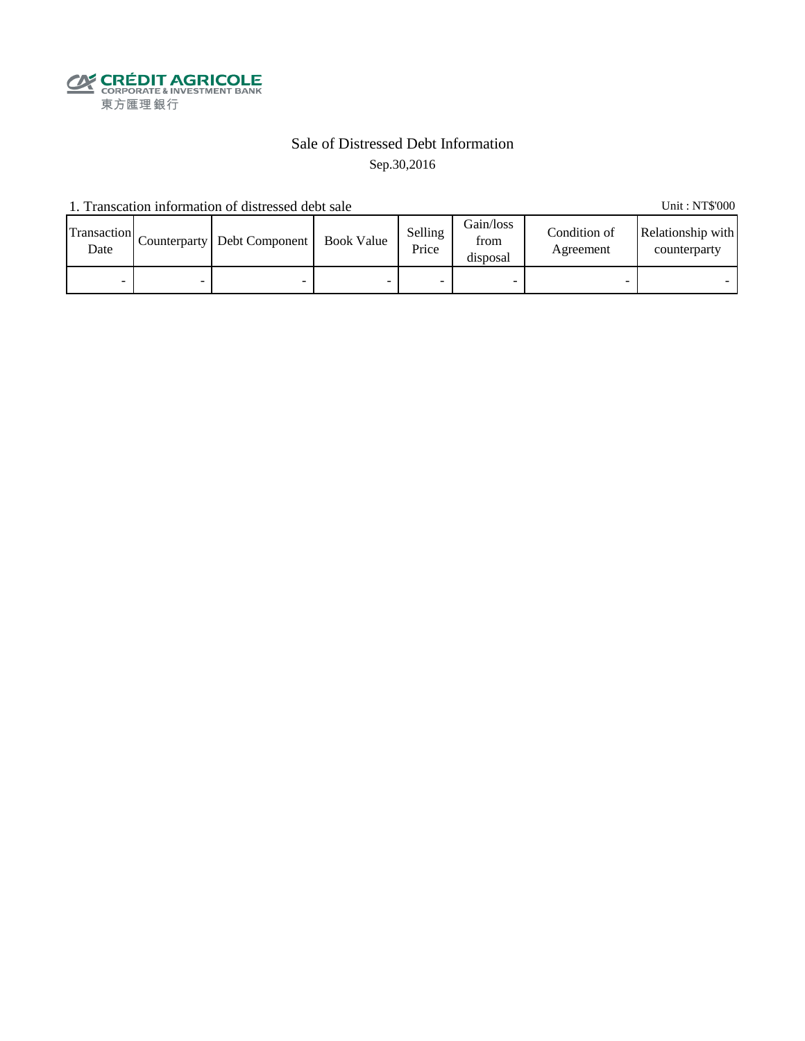CRÉDIT AGRICOLE
CORPORATE & INVESTMENT BANK
東方匯理銀行

# Sale of Distressed Debt Information

Sep.30,2016

1. Transcation information of distressed debt sale

Unit : NT$'000

| Transaction Date | Counterparty | Debt Component | Book Value | Selling Price | Gain/loss from disposal | Condition of Agreement | Relationship with counterparty |
|---|---|---|---|---|---|---|---|
| - | - | - | - | - | - | - | - |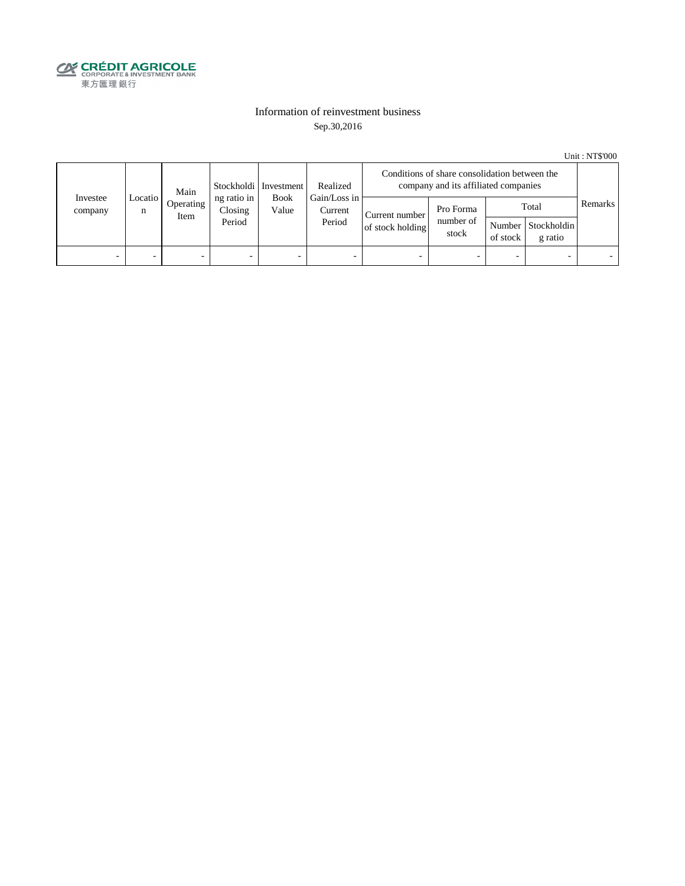CRÉDIT AGRICOLE
CORPORATE & INVESTMENT BANK
東方匯理銀行

# Information of reinvestment business

Sep.30,2016

Unit : NT$'000

| Investee company | Location | Main Operating Item | Stockholding ratio in Closing Period | Investment Book Value | Realized Gain/Loss in Current Period | Conditions of share consolidation between the company and its affiliated companies | | | | Remarks |
|---|---|---|---|---|---|---|---|---|---|---|
| | | | | | | Current number of stock holding | Pro Forma number of stock | Total | | |
| | | | | | | | | Number of stock | Stockholding ratio | |
| - | - | - | - | - | - | - | - | - | - | - |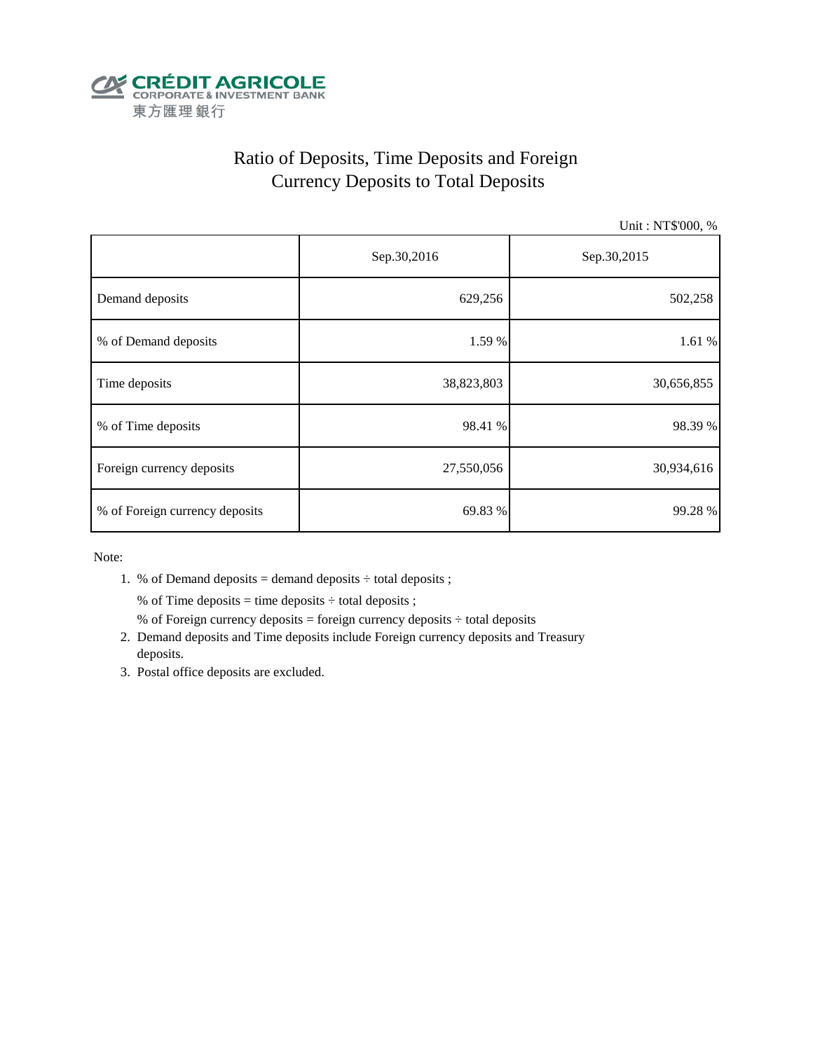CRÉDIT AGRICOLE
CORPORATE & INVESTMENT BANK
東方匯理銀行

# Ratio of Deposits, Time Deposits and Foreign Currency Deposits to Total Deposits

Unit : NT$'000, %

| | Sep.30,2016 | Sep.30,2015 |
|---|---|---|
| Demand deposits | 629,256 | 502,258 |
| % of Demand deposits | 1.59 % | 1.61 % |
| Time deposits | 38,823,803 | 30,656,855 |
| % of Time deposits | 98.41 % | 98.39 % |
| Foreign currency deposits | 27,550,056 | 30,934,616 |
| % of Foreign currency deposits | 69.83 % | 99.28 % |

Note:

1. % of Demand deposits = demand deposits ÷ total deposits ;
   % of Time deposits = time deposits ÷ total deposits ;
   % of Foreign currency deposits = foreign currency deposits ÷ total deposits
2. Demand deposits and Time deposits include Foreign currency deposits and Treasury deposits.
3. Postal office deposits are excluded.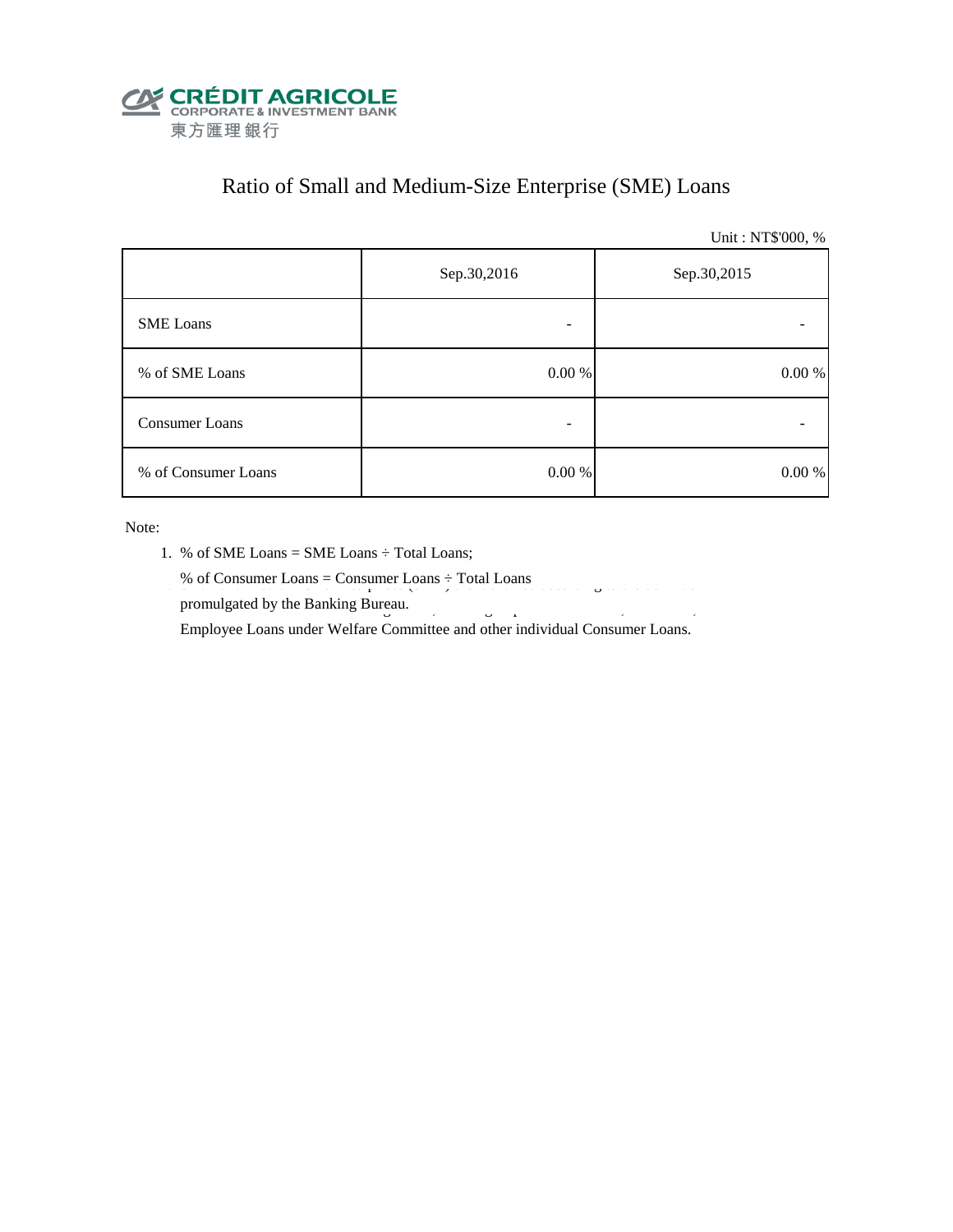CRÉDIT AGRICOLE
CORPORATE & INVESTMENT BANK
東方匯理銀行

# Ratio of Small and Medium-Size Enterprise (SME) Loans

Unit : NT$'000, %

| | Sep.30,2016 | Sep.30,2015 |
|---|---|---|
| SME Loans | - | - |
| % of SME Loans | 0.00 % | 0.00 % |
| Consumer Loans | - | - |
| % of Consumer Loans | 0.00 % | 0.00 % |

Note:

1. % of SME Loans = SME Loans ÷ Total Loans;

   % of Consumer Loans = Consumer Loans ÷ Total Loans

   promulgated by the Banking Bureau.

   Employee Loans under Welfare Committee and other individual Consumer Loans.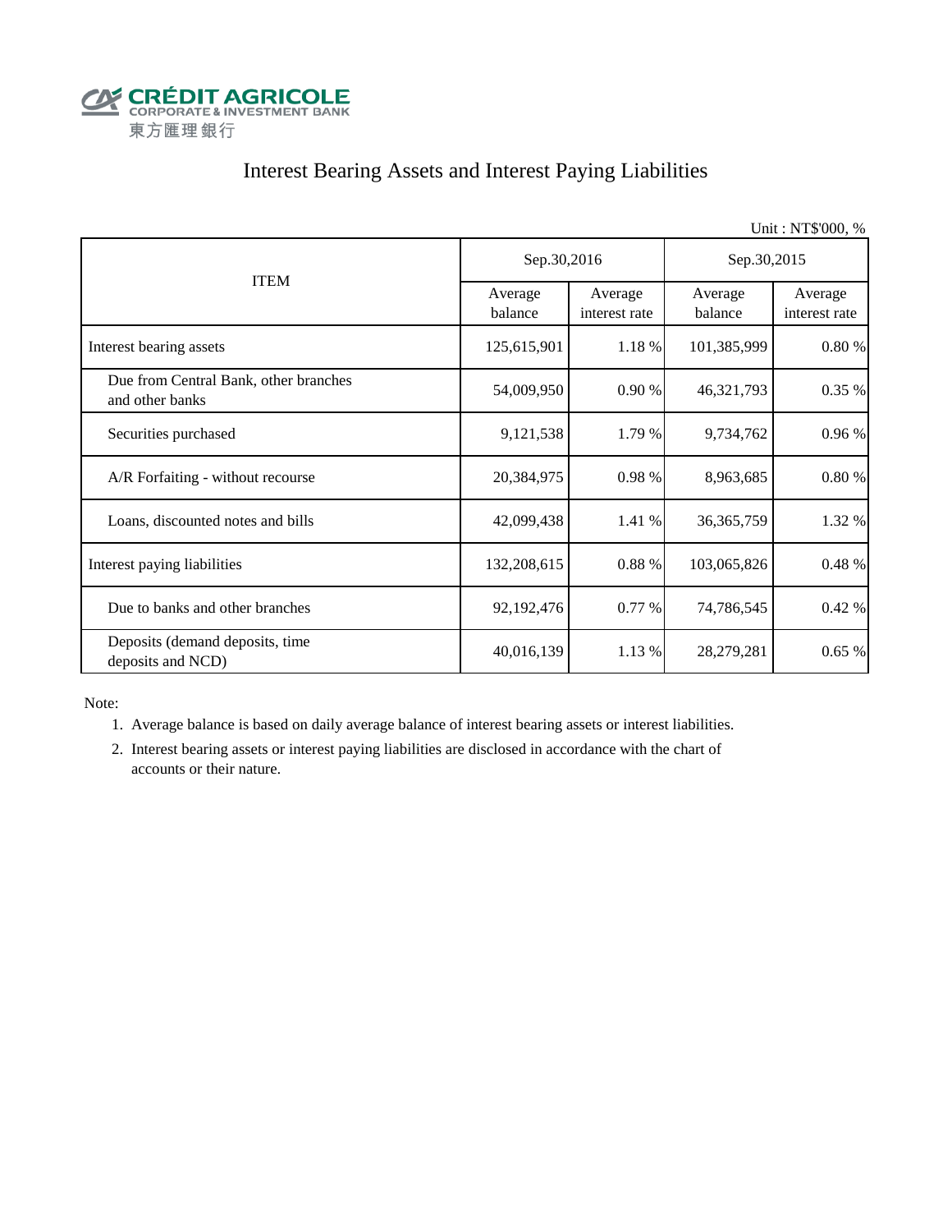CRÉDIT AGRICOLE
CORPORATE & INVESTMENT BANK
東方匯理銀行

# Interest Bearing Assets and Interest Paying Liabilities

Unit : NT$'000, %

| ITEM | Sep.30,2016 | | Sep.30,2015 | |
|---|---|---|---|---|
| | Average balance | Average interest rate | Average balance | Average interest rate |
| Interest bearing assets | 125,615,901 | 1.18 % | 101,385,999 | 0.80 % |
| Due from Central Bank, other branches and other banks | 54,009,950 | 0.90 % | 46,321,793 | 0.35 % |
| Securities purchased | 9,121,538 | 1.79 % | 9,734,762 | 0.96 % |
| A/R Forfaiting - without recourse | 20,384,975 | 0.98 % | 8,963,685 | 0.80 % |
| Loans, discounted notes and bills | 42,099,438 | 1.41 % | 36,365,759 | 1.32 % |
| Interest paying liabilities | 132,208,615 | 0.88 % | 103,065,826 | 0.48 % |
| Due to banks and other branches | 92,192,476 | 0.77 % | 74,786,545 | 0.42 % |
| Deposits (demand deposits, time deposits and NCD) | 40,016,139 | 1.13 % | 28,279,281 | 0.65 % |

Note:

1. Average balance is based on daily average balance of interest bearing assets or interest liabilities.
2. Interest bearing assets or interest paying liabilities are disclosed in accordance with the chart of accounts or their nature.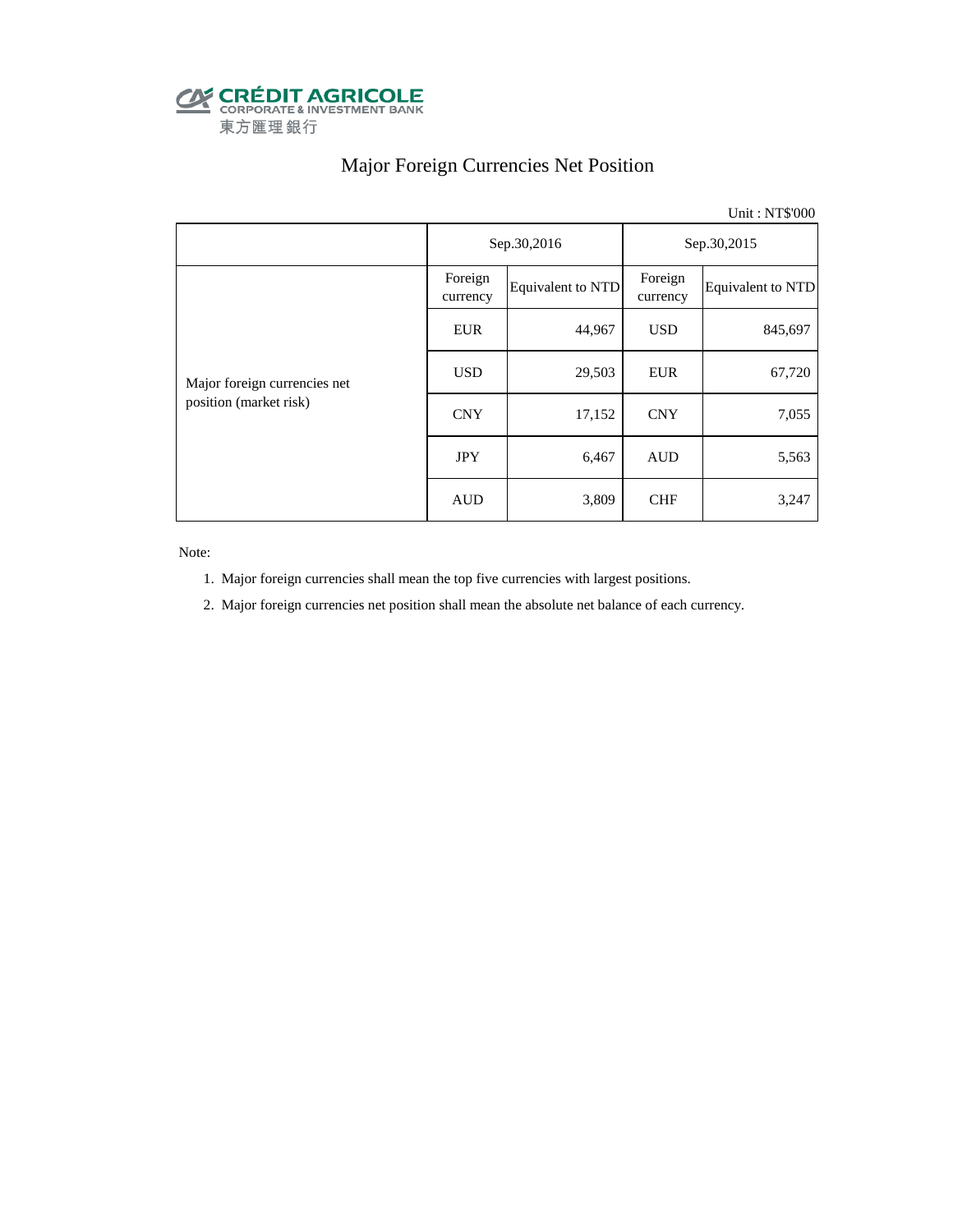CRÉDIT AGRICOLE
CORPORATE & INVESTMENT BANK
東方匯理銀行

# Major Foreign Currencies Net Position

Unit : NT$'000

| | Sep.30,2016 | | Sep.30,2015 | |
|---|---|---|---|---|
| | Foreign currency | Equivalent to NTD | Foreign currency | Equivalent to NTD |
| Major foreign currencies net position (market risk) | EUR | 44,967 | USD | 845,697 |
| | USD | 29,503 | EUR | 67,720 |
| | CNY | 17,152 | CNY | 7,055 |
| | JPY | 6,467 | AUD | 5,563 |
| | AUD | 3,809 | CHF | 3,247 |

Note:

1. Major foreign currencies shall mean the top five currencies with largest positions.
2. Major foreign currencies net position shall mean the absolute net balance of each currency.